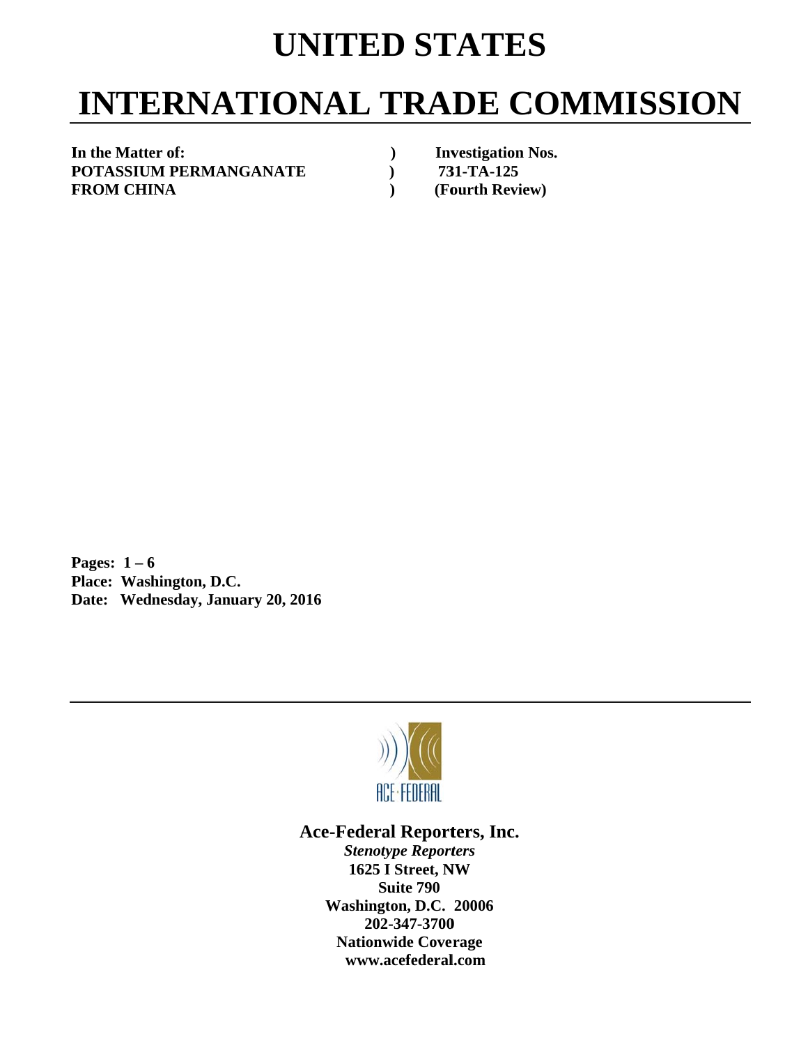# UNITED STATES

# INTERNATIONAL TRADE COMMISSION

| | | |
|---|---|---|
| **In the Matter of:** | **)** | **Investigation Nos.** |
| **POTASSIUM PERMANGANATE** | **)** | **731-TA-125** |
| **FROM CHINA** | **)** | **(Fourth Review)** |

**Pages: 1 – 6**
**Place: Washington, D.C.**
**Date: Wednesday, January 20, 2016**

ACE·FEDERAL

**Ace-Federal Reporters, Inc.**
***Stenotype Reporters***
**1625 I Street, NW**
**Suite 790**
**Washington, D.C. 20006**
**202-347-3700**
**Nationwide Coverage**
**www.acefederal.com**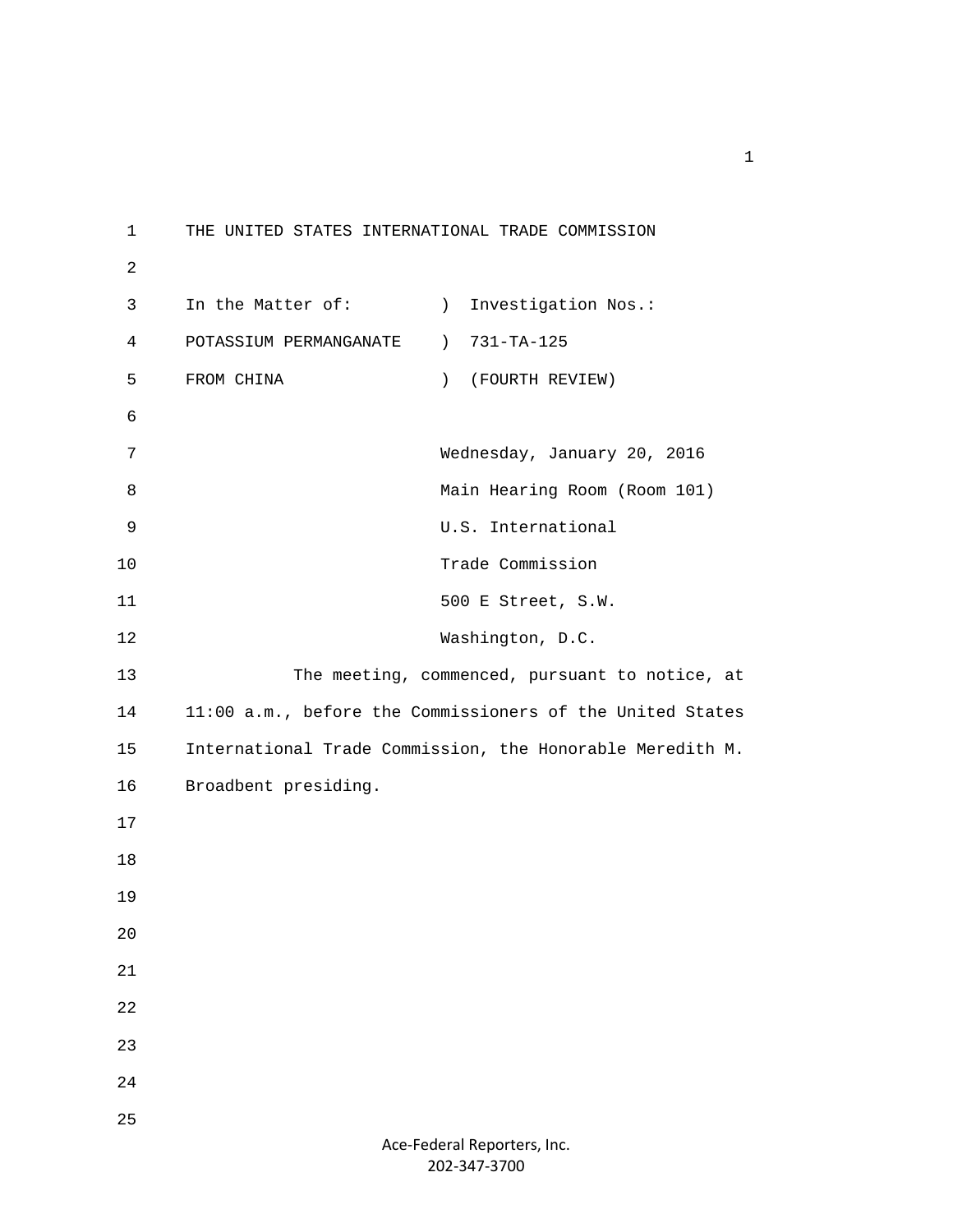THE UNITED STATES INTERNATIONAL TRADE COMMISSION

| | | |
|---|---|---|
| In the Matter of: | ) | Investigation Nos.: |
| POTASSIUM PERMANGANATE | ) | 731-TA-125 |
| FROM CHINA | ) | (FOURTH REVIEW) |

Wednesday, January 20, 2016
Main Hearing Room (Room 101)
U.S. International
Trade Commission
500 E Street, S.W.
Washington, D.C.

The meeting, commenced, pursuant to notice, at 11:00 a.m., before the Commissioners of the United States International Trade Commission, the Honorable Meredith M. Broadbent presiding.

Ace-Federal Reporters, Inc.
202-347-3700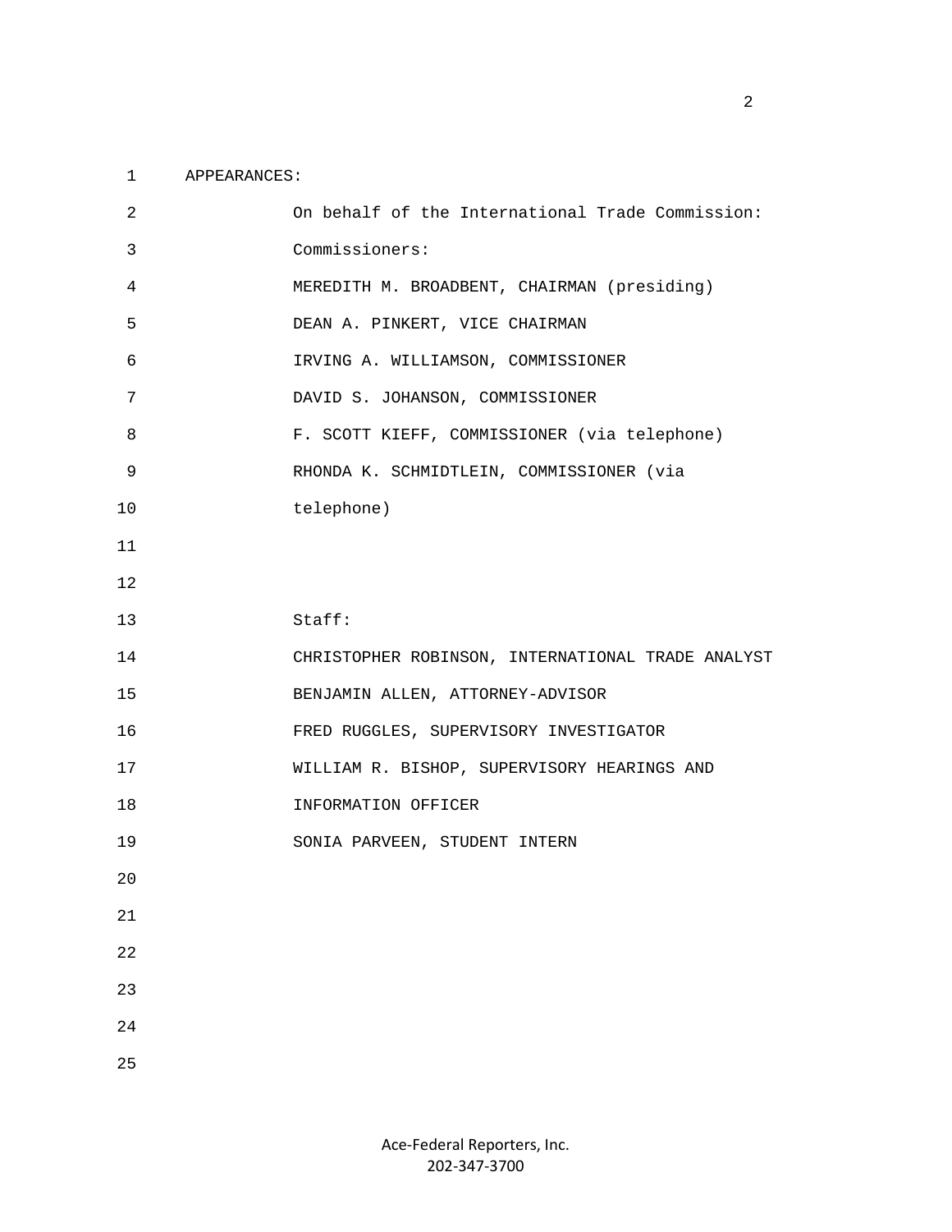APPEARANCES:

On behalf of the International Trade Commission:

Commissioners:

MEREDITH M. BROADBENT, CHAIRMAN (presiding)

DEAN A. PINKERT, VICE CHAIRMAN

IRVING A. WILLIAMSON, COMMISSIONER

DAVID S. JOHANSON, COMMISSIONER

F. SCOTT KIEFF, COMMISSIONER (via telephone)

RHONDA K. SCHMIDTLEIN, COMMISSIONER (via telephone)

Staff:

CHRISTOPHER ROBINSON, INTERNATIONAL TRADE ANALYST

BENJAMIN ALLEN, ATTORNEY-ADVISOR

FRED RUGGLES, SUPERVISORY INVESTIGATOR

WILLIAM R. BISHOP, SUPERVISORY HEARINGS AND INFORMATION OFFICER

SONIA PARVEEN, STUDENT INTERN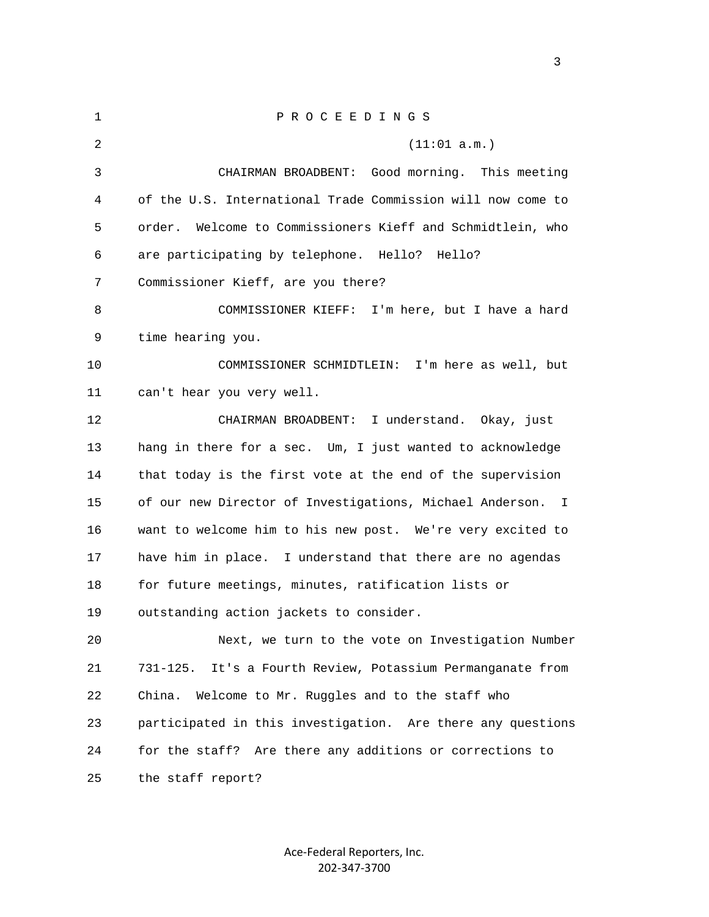P R O C E E D I N G S

(11:01 a.m.)

CHAIRMAN BROADBENT: Good morning. This meeting of the U.S. International Trade Commission will now come to order. Welcome to Commissioners Kieff and Schmidtlein, who are participating by telephone. Hello? Hello? Commissioner Kieff, are you there?

COMMISSIONER KIEFF: I'm here, but I have a hard time hearing you.

COMMISSIONER SCHMIDTLEIN: I'm here as well, but can't hear you very well.

CHAIRMAN BROADBENT: I understand. Okay, just hang in there for a sec. Um, I just wanted to acknowledge that today is the first vote at the end of the supervision of our new Director of Investigations, Michael Anderson. I want to welcome him to his new post. We're very excited to have him in place. I understand that there are no agendas for future meetings, minutes, ratification lists or outstanding action jackets to consider.

Next, we turn to the vote on Investigation Number 731-125. It's a Fourth Review, Potassium Permanganate from China. Welcome to Mr. Ruggles and to the staff who participated in this investigation. Are there any questions for the staff? Are there any additions or corrections to the staff report?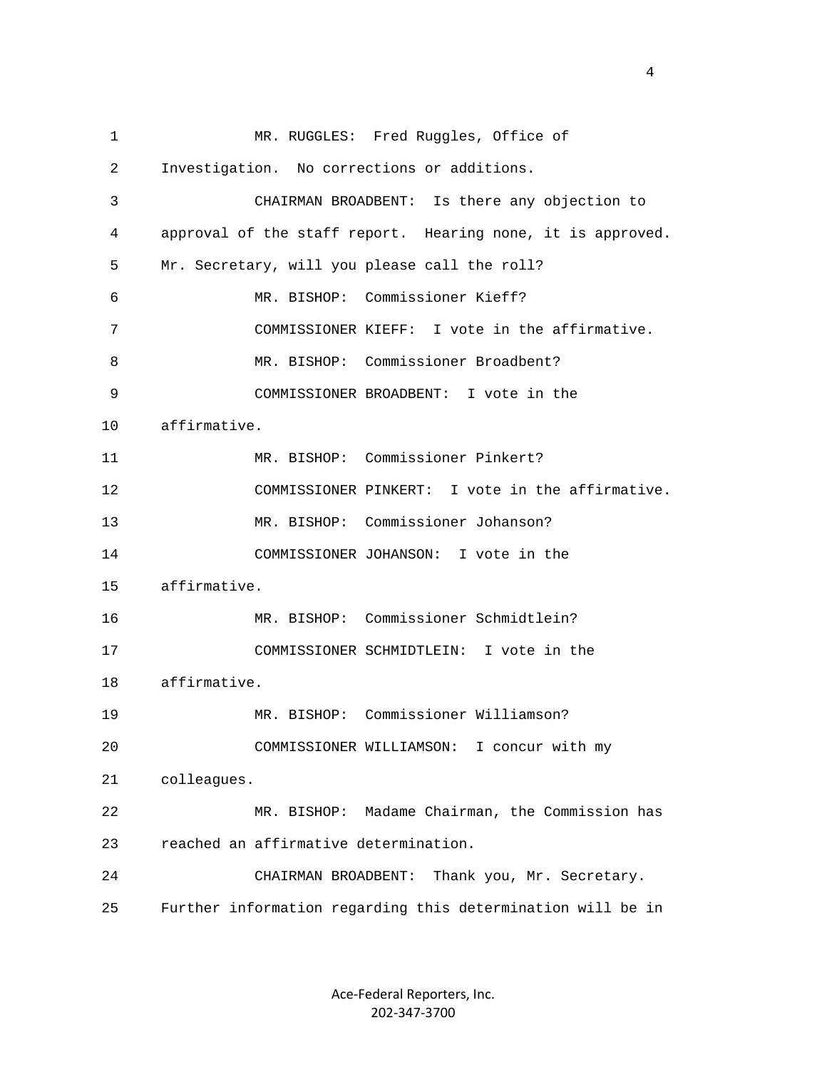MR. RUGGLES: Fred Ruggles, Office of Investigation. No corrections or additions.

CHAIRMAN BROADBENT: Is there any objection to approval of the staff report. Hearing none, it is approved. Mr. Secretary, will you please call the roll?

MR. BISHOP: Commissioner Kieff?

COMMISSIONER KIEFF: I vote in the affirmative.

MR. BISHOP: Commissioner Broadbent?

COMMISSIONER BROADBENT: I vote in the affirmative.

MR. BISHOP: Commissioner Pinkert?

COMMISSIONER PINKERT: I vote in the affirmative.

MR. BISHOP: Commissioner Johanson?

COMMISSIONER JOHANSON: I vote in the affirmative.

MR. BISHOP: Commissioner Schmidtlein?

COMMISSIONER SCHMIDTLEIN: I vote in the affirmative.

MR. BISHOP: Commissioner Williamson?

COMMISSIONER WILLIAMSON: I concur with my colleagues.

MR. BISHOP: Madame Chairman, the Commission has reached an affirmative determination.

CHAIRMAN BROADBENT: Thank you, Mr. Secretary. Further information regarding this determination will be in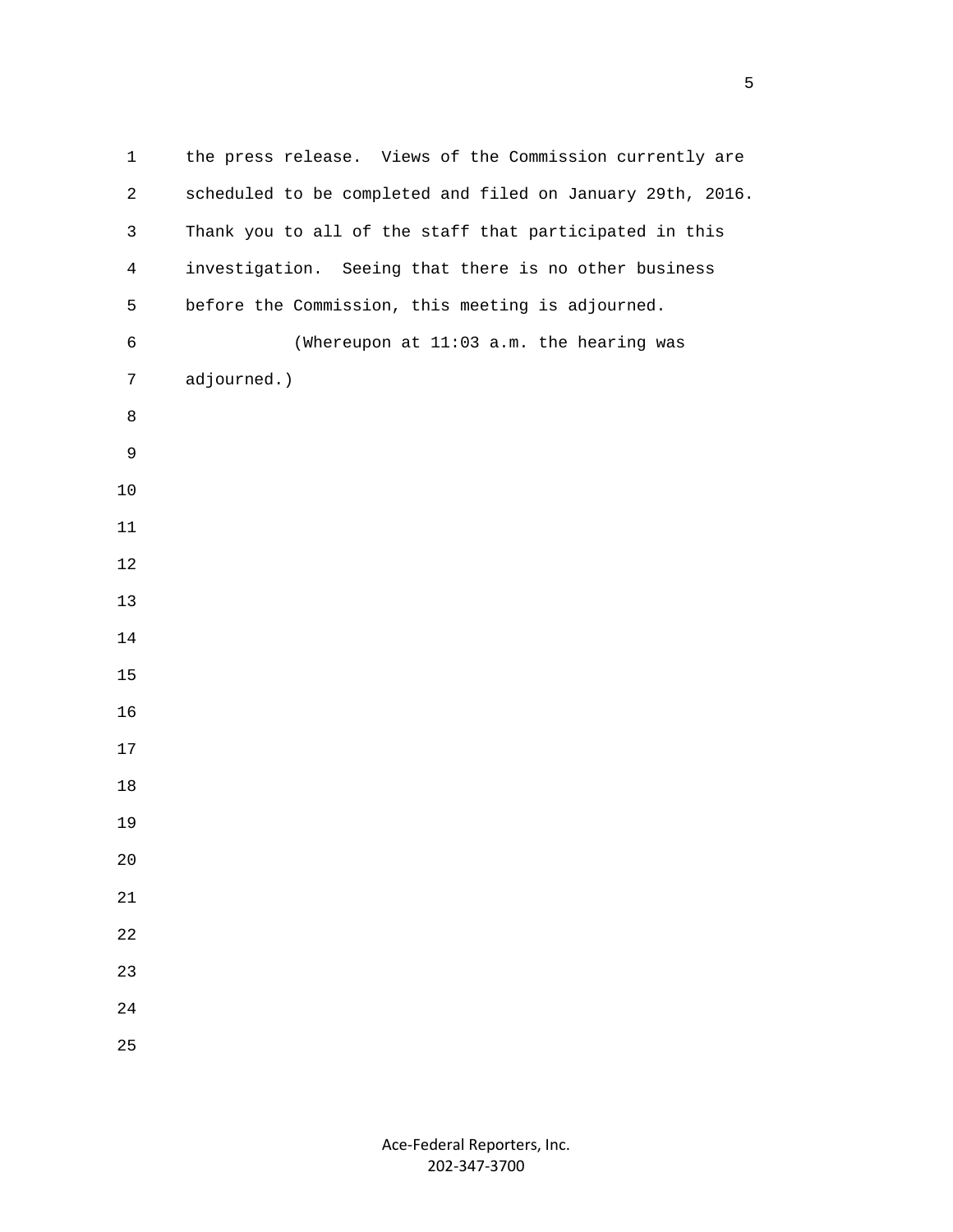the press release. Views of the Commission currently are scheduled to be completed and filed on January 29th, 2016. Thank you to all of the staff that participated in this investigation. Seeing that there is no other business before the Commission, this meeting is adjourned.

(Whereupon at 11:03 a.m. the hearing was adjourned.)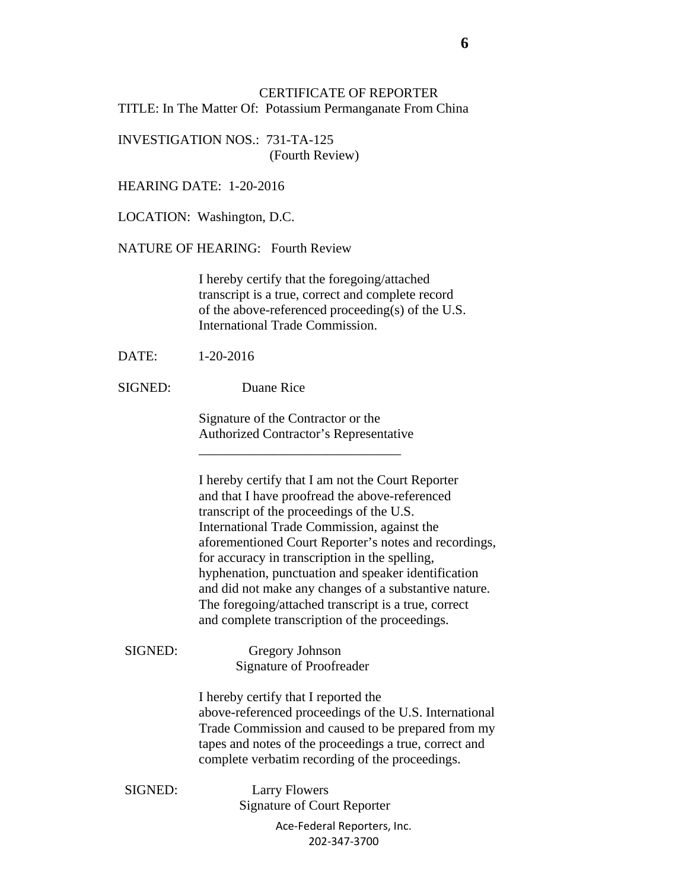# CERTIFICATE OF REPORTER

TITLE: In The Matter Of: Potassium Permanganate From China

INVESTIGATION NOS.: 731-TA-125
(Fourth Review)

HEARING DATE: 1-20-2016

LOCATION: Washington, D.C.

NATURE OF HEARING: Fourth Review

I hereby certify that the foregoing/attached transcript is a true, correct and complete record of the above-referenced proceeding(s) of the U.S. International Trade Commission.

DATE: 1-20-2016

SIGNED: Duane Rice

Signature of the Contractor or the Authorized Contractor's Representative

______________________________

I hereby certify that I am not the Court Reporter and that I have proofread the above-referenced transcript of the proceedings of the U.S. International Trade Commission, against the aforementioned Court Reporter's notes and recordings, for accuracy in transcription in the spelling, hyphenation, punctuation and speaker identification and did not make any changes of a substantive nature. The foregoing/attached transcript is a true, correct and complete transcription of the proceedings.

SIGNED: Gregory Johnson
Signature of Proofreader

I hereby certify that I reported the above-referenced proceedings of the U.S. International Trade Commission and caused to be prepared from my tapes and notes of the proceedings a true, correct and complete verbatim recording of the proceedings.

SIGNED: Larry Flowers
Signature of Court Reporter